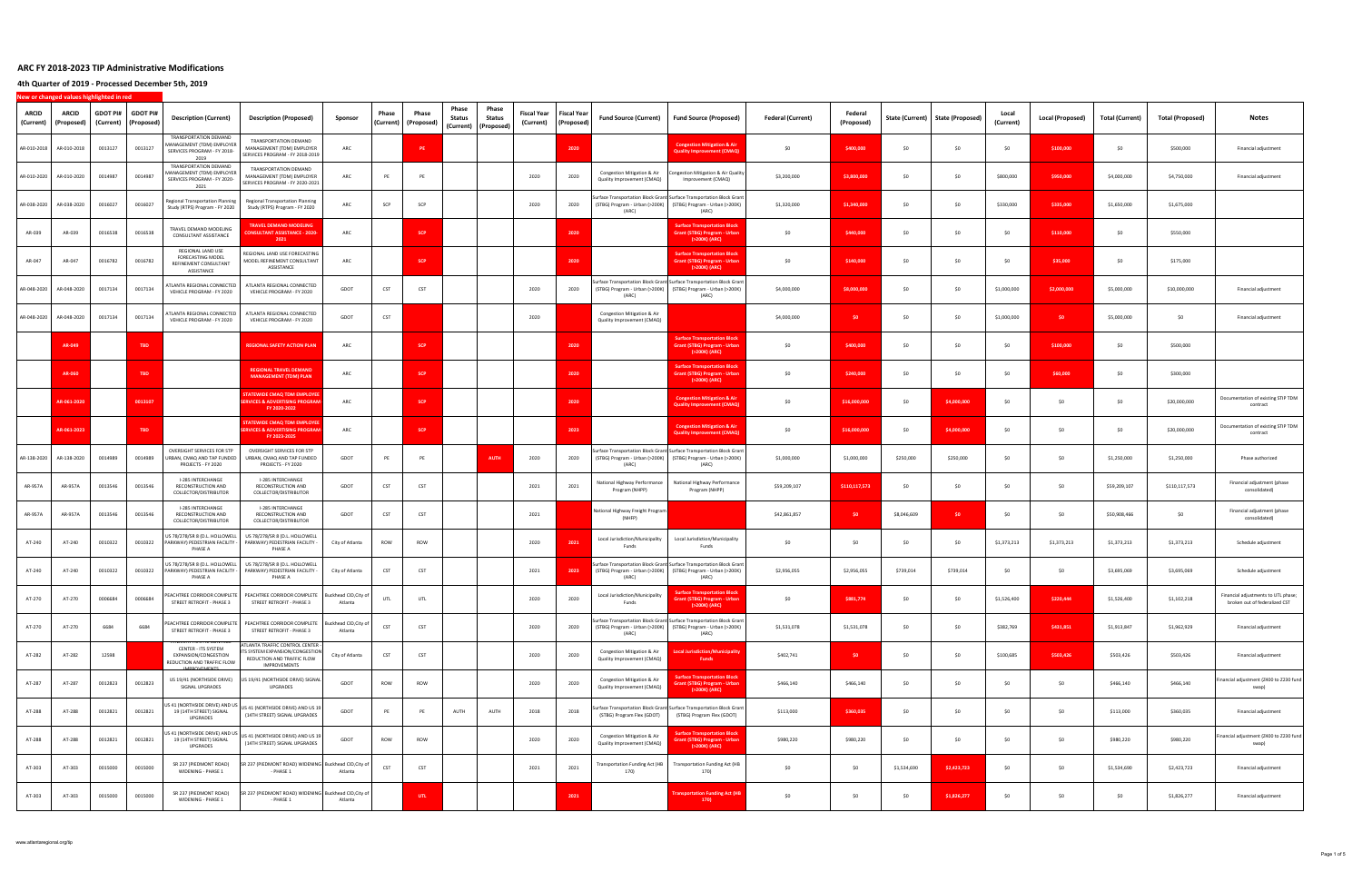# ARC FY 2018-2023 TIP Administrative Modifications

## 4th Quarter of 2019 - Processed December 5th, 2019

**New or changed values highlighted in red**

| ARCID (Current) | ARCID (Proposed) | GDOT PI# (Current) | GDOT PI# (Proposed) | Description (Current) | Description (Proposed) | Sponsor | Phase (Current) | Phase (Proposed) | Phase Status (Current) | Phase Status (Proposed) | Fiscal Year (Current) | Fiscal Year (Proposed) | Fund Source (Current) | Fund Source (Proposed) | Federal (Current) | Federal (Proposed) | State (Current) | State (Proposed) | Local (Current) | Local (Proposed) | Total (Current) | Total (Proposed) | Notes |
|---|---|---|---|---|---|---|---|---|---|---|---|---|---|---|---|---|---|---|---|---|---|---|---|
| AR-010-2018 | AR-010-2018 | 0019127 | 0019127 | TRANSPORTATION DEMAND MANAGEMENT (TDM) EMPLOYER SERVICES PROGRAM - FY 2018-2019 | TRANSPORTATION DEMAND MANAGEMENT (TDM) EMPLOYER SERVICES PROGRAM - FY 2018-2019 | ARC | | PE | | | | 2020 | | Congestion Mitigation & Air Quality Improvement (CMAQ) | $0 | $400,000 | $0 | $0 | $0 | $100,000 | $0 | $500,000 | Financial adjustment |
| AR-010-2020 | AR-010-2020 | 0014987 | 0014987 | TRANSPORTATION DEMAND MANAGEMENT (TDM) EMPLOYER SERVICES PROGRAM - FY 2020-2021 | TRANSPORTATION DEMAND MANAGEMENT (TDM) EMPLOYER SERVICES PROGRAM - FY 2020-2021 | ARC | PE | PE | | | 2020 | 2020 | Congestion Mitigation & Air Quality Improvement (CMAQ) | Congestion Mitigation & Air Quality Improvement (CMAQ) | $3,200,000 | $3,800,000 | $0 | $0 | $800,000 | $950,000 | $4,000,000 | $4,750,000 | Financial adjustment |
| AR-038-2020 | AR-038-2020 | 0016027 | 0016027 | Regional Transportation Planning Study (RTPS) Program - FY 2020 | Regional Transportation Planning Study (RTPS) Program - FY 2020 | ARC | SCP | SCP | | | 2020 | 2020 | Surface Transportation Block Grant (STBG) Program - Urban (>200K) (ARC) | Surface Transportation Block Grant (STBG) Program - Urban (>200K) (ARC) | $1,320,000 | $1,340,000 | $0 | $0 | $330,000 | $335,000 | $1,650,000 | $1,675,000 | |
| AR-039 | AR-039 | 0016538 | 0016538 | TRAVEL DEMAND MODELING CONSULTANT ASSISTANCE | TRAVEL DEMAND MODELING CONSULTANT ASSISTANCE - 2020-2021 | ARC | | SCP | | | | 2020 | | Surface Transportation Block Grant (STBG) Program - Urban (>200K) (ARC) | $0 | $440,000 | $0 | $0 | $0 | $110,000 | $0 | $550,000 | |
| AR-047 | AR-047 | 0016782 | 0016782 | REGIONAL LAND USE FORECASTING MODEL REFINEMENT CONSULTANT ASSISTANCE | REGIONAL LAND USE FORECASTING MODEL REFINEMENT CONSULTANT ASSISTANCE | ARC | | SCP | | | | 2020 | | Surface Transportation Block Grant (STBG) Program - Urban (>200K) (ARC) | $0 | $140,000 | $0 | $0 | $0 | $35,000 | $0 | $175,000 | |
| AR-048-2020 | AR-048-2020 | 0017134 | 0017134 | ATLANTA REGIONAL CONNECTED VEHICLE PROGRAM - FY 2020 | ATLANTA REGIONAL CONNECTED VEHICLE PROGRAM - FY 2020 | GDOT | CST | CST | | | 2020 | 2020 | Surface Transportation Block Grant (STBG) Program - Urban (>200K) (ARC) | Surface Transportation Block Grant (STBG) Program - Urban (>200K) (ARC) | $4,000,000 | $8,000,000 | $0 | $0 | $1,000,000 | $2,000,000 | $5,000,000 | $10,000,000 | Financial adjustment |
| AR-048-2020 | AR-048-2020 | 0017134 | 0017134 | ATLANTA REGIONAL CONNECTED VEHICLE PROGRAM - FY 2020 | ATLANTA REGIONAL CONNECTED VEHICLE PROGRAM - FY 2020 | GDOT | CST | | | | 2020 | | Congestion Mitigation & Air Quality Improvement (CMAQ) | | $4,000,000 | $0 | $0 | $0 | $1,000,000 | $0 | $5,000,000 | $0 | Financial adjustment |
| | AR-049 | | TBD | | REGIONAL SAFETY ACTION PLAN | ARC | | SCP | | | | 2020 | | Surface Transportation Block Grant (STBG) Program - Urban (>200K) (ARC) | $0 | $400,000 | $0 | $0 | $0 | $100,000 | $0 | $500,000 | |
| | AR-050 | | TBD | | REGIONAL TRAVEL DEMAND MANAGEMENT (TDM) PLAN | ARC | | SCP | | | | 2020 | | Surface Transportation Block Grant (STBG) Program - Urban (>200K) (ARC) | $0 | $240,000 | $0 | $0 | $0 | $60,000 | $0 | $300,000 | |
| | AR-061-2020 | | 0013107 | | STATEWIDE CMAQ TDM EMPLOYEE SERVICES & ADVERTISING PROGRAM FY 2020-2022 | ARC | | SCP | | | | 2020 | | Congestion Mitigation & Air Quality Improvement (CMAQ) | $0 | $16,000,000 | $0 | $4,000,000 | $0 | $0 | $0 | $20,000,000 | Documentation of existing STIP TDM contract |
| | AR-061-2023 | | TBD | | STATEWIDE CMAQ TDM EMPLOYEE SERVICES & ADVERTISING PROGRAM FY 2023-2025 | ARC | | SCP | | | | 2023 | | Congestion Mitigation & Air Quality Improvement (CMAQ) | $0 | $16,000,000 | $0 | $4,000,000 | $0 | $0 | $0 | $20,000,000 | Documentation of existing STIP TDM contract |
| AR-138-2020 | AR-138-2020 | 0014989 | 0014989 | OVERSIGHT SERVICES FOR STP URBAN, CMAQ AND TAP FUNDED PROJECTS - FY 2020 | OVERSIGHT SERVICES FOR STP URBAN, CMAQ AND TAP FUNDED PROJECTS - FY 2020 | GDOT | PE | PE | | AUTH | 2020 | 2020 | Surface Transportation Block Grant (STBG) Program - Urban (>200K) (ARC) | Surface Transportation Block Grant (STBG) Program - Urban (>200K) (ARC) | $1,000,000 | $1,000,000 | $250,000 | $250,000 | $0 | $0 | $1,250,000 | $1,250,000 | Phase authorized |
| AR-957A | AR-957A | 0013546 | 0013546 | I-285 INTERCHANGE RECONSTRUCTION AND COLLECTOR/DISTRIBUTOR | I-285 INTERCHANGE RECONSTRUCTION AND COLLECTOR/DISTRIBUTOR | GDOT | CST | CST | | | 2021 | 2021 | National Highway Performance Program (NHPP) | National Highway Performance Program (NHPP) | $59,209,107 | $110,117,573 | $0 | $0 | $0 | $0 | $59,209,107 | $110,117,573 | Financial adjustment (phase consolidated) |
| AR-957A | AR-957A | 0013546 | 0013546 | I-285 INTERCHANGE RECONSTRUCTION AND COLLECTOR/DISTRIBUTOR | I-285 INTERCHANGE RECONSTRUCTION AND COLLECTOR/DISTRIBUTOR | GDOT | CST | CST | | | 2021 | | National Highway Freight Program (NHFP) | | $42,861,857 | $0 | $8,046,609 | $0 | $0 | $0 | $50,908,466 | $0 | Financial adjustment (phase consolidated) |
| AT-240 | AT-240 | 0010322 | 0010322 | US 78/278/SR 8 (D.L. HOLLOWELL PARKWAY) PEDESTRIAN FACILITY - PHASE A | US 78/278/SR 8 (D.L. HOLLOWELL PARKWAY) PEDESTRIAN FACILITY - PHASE A | City of Atlanta | ROW | ROW | | | 2020 | 2021 | Local Jurisdiction/Municipality Funds | Local Jurisdiction/Municipality Funds | $0 | $0 | $0 | $0 | $1,373,213 | $1,373,213 | $1,373,213 | $1,373,213 | Schedule adjustment |
| AT-240 | AT-240 | 0010322 | 0010322 | US 78/278/SR 8 (D.L. HOLLOWELL PARKWAY) PEDESTRIAN FACILITY - PHASE A | US 78/278/SR 8 (D.L. HOLLOWELL PARKWAY) PEDESTRIAN FACILITY - PHASE A | City of Atlanta | CST | CST | | | 2021 | 2023 | Surface Transportation Block Grant (STBG) Program - Urban (>200K) (ARC) | Surface Transportation Block Grant (STBG) Program - Urban (>200K) (ARC) | $2,956,055 | $2,956,055 | $739,014 | $739,014 | $0 | $0 | $3,695,069 | $3,695,069 | Schedule adjustment |
| AT-270 | AT-270 | 0006684 | 0006684 | PEACHTREE CORRIDOR COMPLETE STREET RETROFIT - PHASE 3 | PEACHTREE CORRIDOR COMPLETE STREET RETROFIT - PHASE 3 | Buckhead CID;City of Atlanta | UTL | UTL | | | 2020 | 2020 | Local Jurisdiction/Municipality Funds | Surface Transportation Block Grant (STBG) Program - Urban (>200K) (ARC) | $0 | $881,774 | $0 | $0 | $1,526,400 | $220,444 | $1,526,400 | $1,102,218 | Financial adjustments to UTL phase; broken out of federalized CST |
| AT-270 | AT-270 | 6684 | 6684 | PEACHTREE CORRIDOR COMPLETE STREET RETROFIT - PHASE 3 | PEACHTREE CORRIDOR COMPLETE STREET RETROFIT - PHASE 3 | Buckhead CID;City of Atlanta | CST | CST | | | 2020 | 2020 | Surface Transportation Block Grant (STBG) Program - Urban (>200K) (ARC) | Surface Transportation Block Grant (STBG) Program - Urban (>200K) (ARC) | $1,531,078 | $1,531,078 | $0 | $0 | $382,769 | $431,851 | $1,913,847 | $1,962,929 | Financial adjustment |
| AT-282 | AT-282 | 12588 | | ATLANTA TRAFFIC CONTROL CENTER - ITS SYSTEM EXPANSION/CONGESTION REDUCTION AND TRAFFIC FLOW IMPROVEMENTS | ATLANTA TRAFFIC CONTROL CENTER - ITS SYSTEM EXPANSION/CONGESTION REDUCTION AND TRAFFIC FLOW IMPROVEMENTS | City of Atlanta | CST | CST | | | 2020 | 2020 | Congestion Mitigation & Air Quality Improvement (CMAQ) | Local Jurisdiction/Municipality Funds | $402,741 | $0 | $0 | $0 | $100,685 | $503,426 | $503,426 | $503,426 | Financial adjustment |
| AT-287 | AT-287 | 0012823 | 0012823 | US 19/41 (NORTHSIDE DRIVE) SIGNAL UPGRADES | US 19/41 (NORTHSIDE DRIVE) SIGNAL UPGRADES | GDOT | ROW | ROW | | | 2020 | 2020 | Congestion Mitigation & Air Quality Improvement (CMAQ) | Surface Transportation Block Grant (STBG) Program - Urban (>200K) (ARC) | $466,140 | $466,140 | $0 | $0 | $0 | $0 | $466,140 | $466,140 | Financial adjustment (Z400 to Z230 fund swap) |
| AT-288 | AT-288 | 0012821 | 0012821 | US 41 (NORTHSIDE DRIVE) AND US 19 (14TH STREET) SIGNAL UPGRADES | US 41 (NORTHSIDE DRIVE) AND US 19 (14TH STREET) SIGNAL UPGRADES | GDOT | PE | PE | AUTH | AUTH | 2018 | 2018 | Surface Transportation Block Grant (STBG) Program Flex (GDOT) | Surface Transportation Block Grant (STBG) Program Flex (GDOT) | $113,000 | $360,035 | $0 | $0 | $0 | $0 | $113,000 | $360,035 | Financial adjustment |
| AT-288 | AT-288 | 0012821 | 0012821 | US 41 (NORTHSIDE DRIVE) AND US 19 (14TH STREET) SIGNAL UPGRADES | US 41 (NORTHSIDE DRIVE) AND US 19 (14TH STREET) SIGNAL UPGRADES | GDOT | ROW | ROW | | | 2020 | 2020 | Congestion Mitigation & Air Quality Improvement (CMAQ) | Surface Transportation Block Grant (STBG) Program - Urban (>200K) (ARC) | $980,220 | $980,220 | $0 | $0 | $0 | $0 | $980,220 | $980,220 | Financial adjustment (Z400 to Z230 fund swap) |
| AT-303 | AT-303 | 0015000 | 0015000 | SR 237 (PIEDMONT ROAD) WIDENING - PHASE 1 | SR 237 (PIEDMONT ROAD) WIDENING - PHASE 1 | Buckhead CID;City of Atlanta | CST | CST | | | 2021 | 2021 | Transportation Funding Act (HB 170) | Transportation Funding Act (HB 170) | $0 | $0 | $1,534,690 | $2,423,723 | $0 | $0 | $1,534,690 | $2,423,723 | Financial adjustment |
| AT-303 | AT-303 | 0015000 | 0015000 | SR 237 (PIEDMONT ROAD) WIDENING - PHASE 1 | SR 237 (PIEDMONT ROAD) WIDENING - PHASE 1 | Buckhead CID;City of Atlanta | | UTL | | | | 2021 | | Transportation Funding Act (HB 170) | $0 | $0 | $0 | $1,826,277 | $0 | $0 | $0 | $1,826,277 | Financial adjustment |

www.atlantaregional.org/tip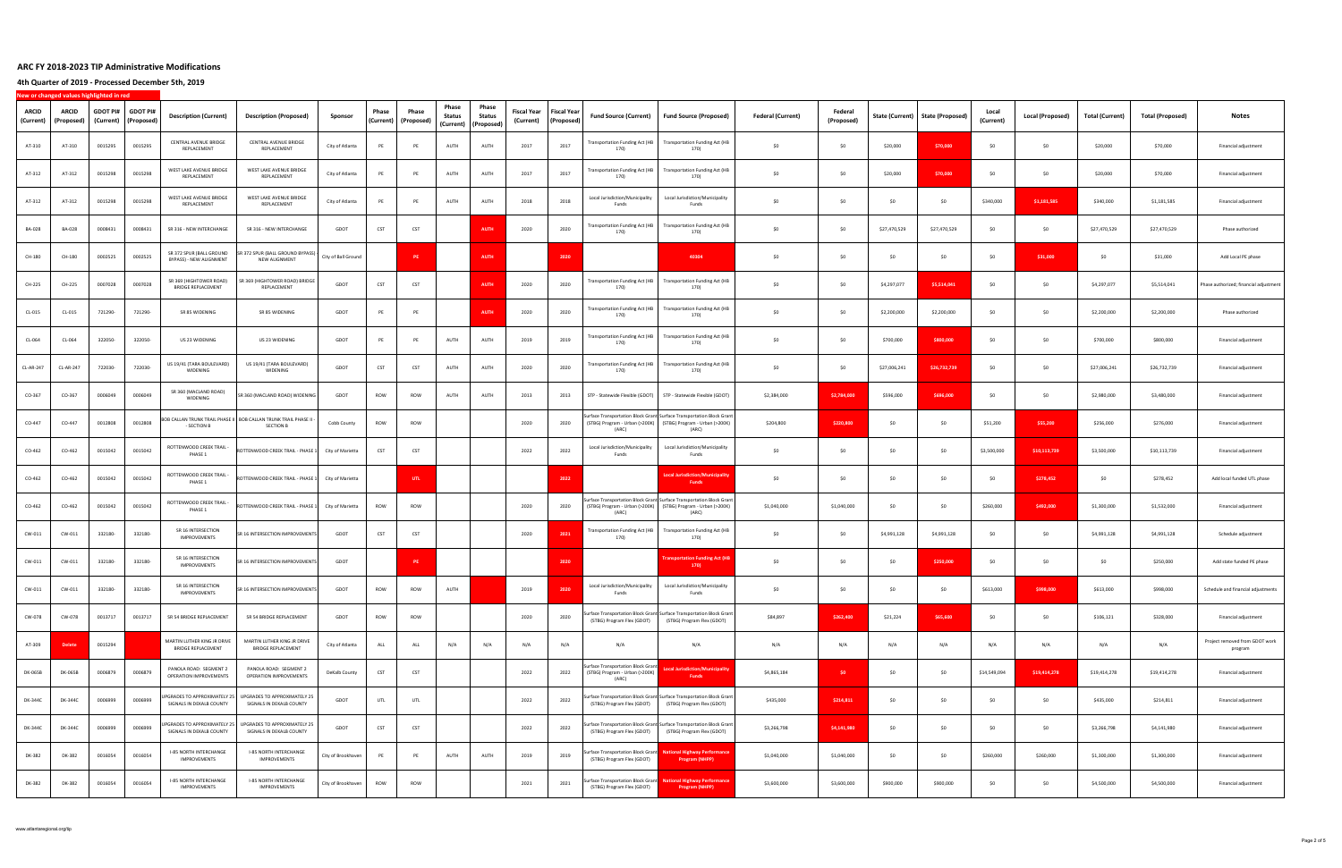# ARC FY 2018-2023 TIP Administrative Modifications

## 4th Quarter of 2019 - Processed December 5th, 2019

**New or changed values highlighted in red**

| ARCID (Current) | ARCID (Proposed) | GDOT PI# (Current) | GDOT PI# (Proposed) | Description (Current) | Description (Proposed) | Sponsor | Phase (Current) | Phase (Proposed) | Phase Status (Current) | Phase Status (Proposed) | Fiscal Year (Current) | Fiscal Year (Proposed) | Fund Source (Current) | Fund Source (Proposed) | Federal (Current) | Federal (Proposed) | State (Current) | State (Proposed) | Local (Current) | Local (Proposed) | Total (Current) | Total (Proposed) | Notes |
|---|---|---|---|---|---|---|---|---|---|---|---|---|---|---|---|---|---|---|---|---|---|---|---|
| AT-310 | AT-310 | 0015295 | 0015295 | CENTRAL AVENUE BRIDGE REPLACEMENT | CENTRAL AVENUE BRIDGE REPLACEMENT | City of Atlanta | PE | PE | AUTH | AUTH | 2017 | 2017 | Transportation Funding Act (HB 170) | Transportation Funding Act (HB 170) | $0 | $0 | $20,000 | $70,000 | $0 | $0 | $20,000 | $70,000 | Financial adjustment |
| AT-312 | AT-312 | 0015298 | 0015298 | WEST LAKE AVENUE BRIDGE REPLACEMENT | WEST LAKE AVENUE BRIDGE REPLACEMENT | City of Atlanta | PE | PE | AUTH | AUTH | 2017 | 2017 | Transportation Funding Act (HB 170) | Transportation Funding Act (HB 170) | $0 | $0 | $20,000 | $70,000 | $0 | $0 | $20,000 | $70,000 | Financial adjustment |
| AT-312 | AT-312 | 0015298 | 0015298 | WEST LAKE AVENUE BRIDGE REPLACEMENT | WEST LAKE AVENUE BRIDGE REPLACEMENT | City of Atlanta | PE | PE | AUTH | AUTH | 2018 | 2018 | Local Jurisdiction/Municipality Funds | Local Jurisdiction/Municipality Funds | $0 | $0 | $0 | $0 | $340,000 | $1,181,585 | $340,000 | $1,181,585 | Financial adjustment |
| BA-028 | BA-028 | 0008431 | 0008431 | SR 316 - NEW INTERCHANGE | SR 316 - NEW INTERCHANGE | GDOT | CST | CST | | AUTH | 2020 | 2020 | Transportation Funding Act (HB 170) | Transportation Funding Act (HB 170) | $0 | $0 | $27,470,529 | $27,470,529 | $0 | $0 | $27,470,529 | $27,470,529 | Phase authorized |
| CH-180 | CH-180 | 0002525 | 0002525 | SR 372 SPUR (BALL GROUND BYPASS) - NEW ALIGNMENT | SR 372 SPUR (BALL GROUND BYPASS) - NEW ALIGNMENT | City of Ball Ground | | PE | | AUTH | | 2020 | | 40304 | $0 | $0 | $0 | $0 | $0 | $31,000 | $0 | $31,000 | Add Local PE phase |
| CH-225 | CH-225 | 0007028 | 0007028 | SR 369 (HIGHTOWER ROAD) BRIDGE REPLACEMENT | SR 369 (HIGHTOWER ROAD) BRIDGE REPLACEMENT | GDOT | CST | CST | | AUTH | 2020 | 2020 | Transportation Funding Act (HB 170) | Transportation Funding Act (HB 170) | $0 | $0 | $4,297,077 | $5,514,041 | $0 | $0 | $4,297,077 | $5,514,041 | Phase authorized; financial adjustment |
| CL-015 | CL-015 | 721290- | 721290- | SR 85 WIDENING | SR 85 WIDENING | GDOT | PE | PE | | AUTH | 2020 | 2020 | Transportation Funding Act (HB 170) | Transportation Funding Act (HB 170) | $0 | $0 | $2,200,000 | $2,200,000 | $0 | $0 | $2,200,000 | $2,200,000 | Phase authorized |
| CL-064 | CL-064 | 322050- | 322050- | US 23 WIDENING | US 23 WIDENING | GDOT | PE | PE | AUTH | AUTH | 2019 | 2019 | Transportation Funding Act (HB 170) | Transportation Funding Act (HB 170) | $0 | $0 | $700,000 | $800,000 | $0 | $0 | $700,000 | $800,000 | Financial adjustment |
| CL-AR-247 | CL-AR-247 | 722030- | 722030- | US 19/41 (TARA BOULEVARD) WIDENING | US 19/41 (TARA BOULEVARD) WIDENING | GDOT | CST | CST | AUTH | AUTH | 2020 | 2020 | Transportation Funding Act (HB 170) | Transportation Funding Act (HB 170) | $0 | $0 | $27,006,241 | $26,732,739 | $0 | $0 | $27,006,241 | $26,732,739 | Financial adjustment |
| CO-367 | CO-367 | 0006049 | 0006049 | SR 360 (MACLAND ROAD) WIDENING | SR 360 (MACLAND ROAD) WIDENING | GDOT | ROW | ROW | AUTH | AUTH | 2013 | 2013 | STP - Statewide Flexible (GDOT) | STP - Statewide Flexible (GDOT) | $2,384,000 | $2,784,000 | $596,000 | $696,000 | $0 | $0 | $2,980,000 | $3,480,000 | Financial adjustment |
| CO-447 | CO-447 | 0012808 | 0012808 | BOB CALLAN TRUNK TRAIL PHASE II - SECTION B | BOB CALLAN TRUNK TRAIL PHASE II - SECTION B | Cobb County | ROW | ROW | | | 2020 | 2020 | Surface Transportation Block Grant (STBG) Program - Urban (>200K) (ARC) | Surface Transportation Block Grant (STBG) Program - Urban (>200K) (ARC) | $204,800 | $220,800 | $0 | $0 | $51,200 | $55,200 | $256,000 | $276,000 | Financial adjustment |
| CO-462 | CO-462 | 0015042 | 0015042 | ROTTENWOOD CREEK TRAIL - PHASE 1 | ROTTENWOOD CREEK TRAIL - PHASE 1 | City of Marietta | CST | CST | | | 2022 | 2022 | Local Jurisdiction/Municipality Funds | Local Jurisdiction/Municipality Funds | $0 | $0 | $0 | $0 | $3,500,000 | $10,113,739 | $3,500,000 | $10,113,739 | Financial adjustment |
| CO-462 | CO-462 | 0015042 | 0015042 | ROTTENWOOD CREEK TRAIL - PHASE 1 | ROTTENWOOD CREEK TRAIL - PHASE 1 | City of Marietta | | UTL | | | | 2022 | | Local Jurisdiction/Municipality Funds | $0 | $0 | $0 | $0 | $0 | $278,452 | $0 | $278,452 | Add local funded UTL phase |
| CO-462 | CO-462 | 0015042 | 0015042 | ROTTENWOOD CREEK TRAIL - PHASE 1 | ROTTENWOOD CREEK TRAIL - PHASE 1 | City of Marietta | ROW | ROW | | | 2020 | 2020 | Surface Transportation Block Grant (STBG) Program - Urban (>200K) (ARC) | Surface Transportation Block Grant (STBG) Program - Urban (>200K) (ARC) | $1,040,000 | $1,040,000 | $0 | $0 | $260,000 | $492,000 | $1,300,000 | $1,532,000 | Financial adjustment |
| CW-011 | CW-011 | 332180- | 332180- | SR 16 INTERSECTION IMPROVEMENTS | SR 16 INTERSECTION IMPROVEMENTS | GDOT | CST | CST | | | 2020 | 2021 | Transportation Funding Act (HB 170) | Transportation Funding Act (HB 170) | $0 | $0 | $4,991,128 | $4,991,128 | $0 | $0 | $4,991,128 | $4,991,128 | Schedule adjustment |
| CW-011 | CW-011 | 332180- | 332180- | SR 16 INTERSECTION IMPROVEMENTS | SR 16 INTERSECTION IMPROVEMENTS | GDOT | | PE | | | | 2020 | | Transportation Funding Act (HB 170) | $0 | $0 | $0 | $250,000 | $0 | $0 | $0 | $250,000 | Add state-funded PE phase |
| CW-011 | CW-011 | 332180- | 332180- | SR 16 INTERSECTION IMPROVEMENTS | SR 16 INTERSECTION IMPROVEMENTS | GDOT | ROW | ROW | AUTH | | 2019 | 2020 | Local Jurisdiction/Municipality Funds | Local Jurisdiction/Municipality Funds | $0 | $0 | $0 | $0 | $613,000 | $998,000 | $613,000 | $998,000 | Schedule and financial adjustments |
| CW-078 | CW-078 | 0013717 | 0013717 | SR 54 BRIDGE REPLACEMENT | SR 54 BRIDGE REPLACEMENT | GDOT | ROW | ROW | | | 2020 | 2020 | Surface Transportation Block Grant (STBG) Program Flex (GDOT) | Surface Transportation Block Grant (STBG) Program Flex (GDOT) | $84,897 | $262,400 | $21,224 | $65,600 | $0 | $0 | $106,121 | $328,000 | Financial adjustment |
| AT-309 | Delete | 0015294 | | MARTIN LUTHER KING JR DRIVE BRIDGE REPLACEMENT | MARTIN LUTHER KING JR DRIVE BRIDGE REPLACEMENT | City of Atlanta | ALL | ALL | N/A | N/A | N/A | N/A | N/A | N/A | N/A | N/A | N/A | N/A | N/A | N/A | N/A | N/A | Project removed from GDOT work program |
| DK-065B | DK-065B | 0006879 | 0006879 | PANOLA ROAD: SEGMENT 2 OPERATION IMPROVEMENTS | PANOLA ROAD: SEGMENT 2 OPERATION IMPROVEMENTS | DeKalb County | CST | CST | | | 2022 | 2022 | Surface Transportation Block Grant (STBG) Program - Urban (>200K) (ARC) | Local Jurisdiction/Municipality Funds | $4,865,184 | $0 | $0 | $0 | $14,549,094 | $19,414,278 | $19,414,278 | $19,414,278 | Financial adjustment |
| DK-344C | DK-344C | 0006999 | 0006999 | UPGRADES TO APPROXIMATELY 25 SIGNALS IN DEKALB COUNTY | UPGRADES TO APPROXIMATELY 25 SIGNALS IN DEKALB COUNTY | GDOT | UTL | UTL | | | 2022 | 2022 | Surface Transportation Block Grant (STBG) Program Flex (GDOT) | Surface Transportation Block Grant (STBG) Program Flex (GDOT) | $435,000 | $214,811 | $0 | $0 | $0 | $0 | $435,000 | $214,811 | Financial adjustment |
| DK-344C | DK-344C | 0006999 | 0006999 | UPGRADES TO APPROXIMATELY 25 SIGNALS IN DEKALB COUNTY | UPGRADES TO APPROXIMATELY 25 SIGNALS IN DEKALB COUNTY | GDOT | CST | CST | | | 2022 | 2022 | Surface Transportation Block Grant (STBG) Program Flex (GDOT) | Surface Transportation Block Grant (STBG) Program Flex (GDOT) | $3,266,798 | $4,141,980 | $0 | $0 | $0 | $0 | $3,266,798 | $4,141,980 | Financial adjustment |
| DK-382 | DK-382 | 0016054 | 0016054 | I-85 NORTH INTERCHANGE IMPROVEMENTS | I-85 NORTH INTERCHANGE IMPROVEMENTS | City of Brookhaven | PE | PE | AUTH | AUTH | 2019 | 2019 | Surface Transportation Block Grant (STBG) Program Flex (GDOT) | National Highway Performance Program (NHPP) | $1,040,000 | $1,040,000 | $0 | $0 | $260,000 | $260,000 | $1,300,000 | $1,300,000 | Financial adjustment |
| DK-382 | DK-382 | 0016054 | 0016054 | I-85 NORTH INTERCHANGE IMPROVEMENTS | I-85 NORTH INTERCHANGE IMPROVEMENTS | City of Brookhaven | ROW | ROW | | | 2021 | 2021 | Surface Transportation Block Grant (STBG) Program Flex (GDOT) | National Highway Performance Program (NHPP) | $3,600,000 | $3,600,000 | $900,000 | $900,000 | $0 | $0 | $4,500,000 | $4,500,000 | Financial adjustment |

www.atlantaregional.org/tip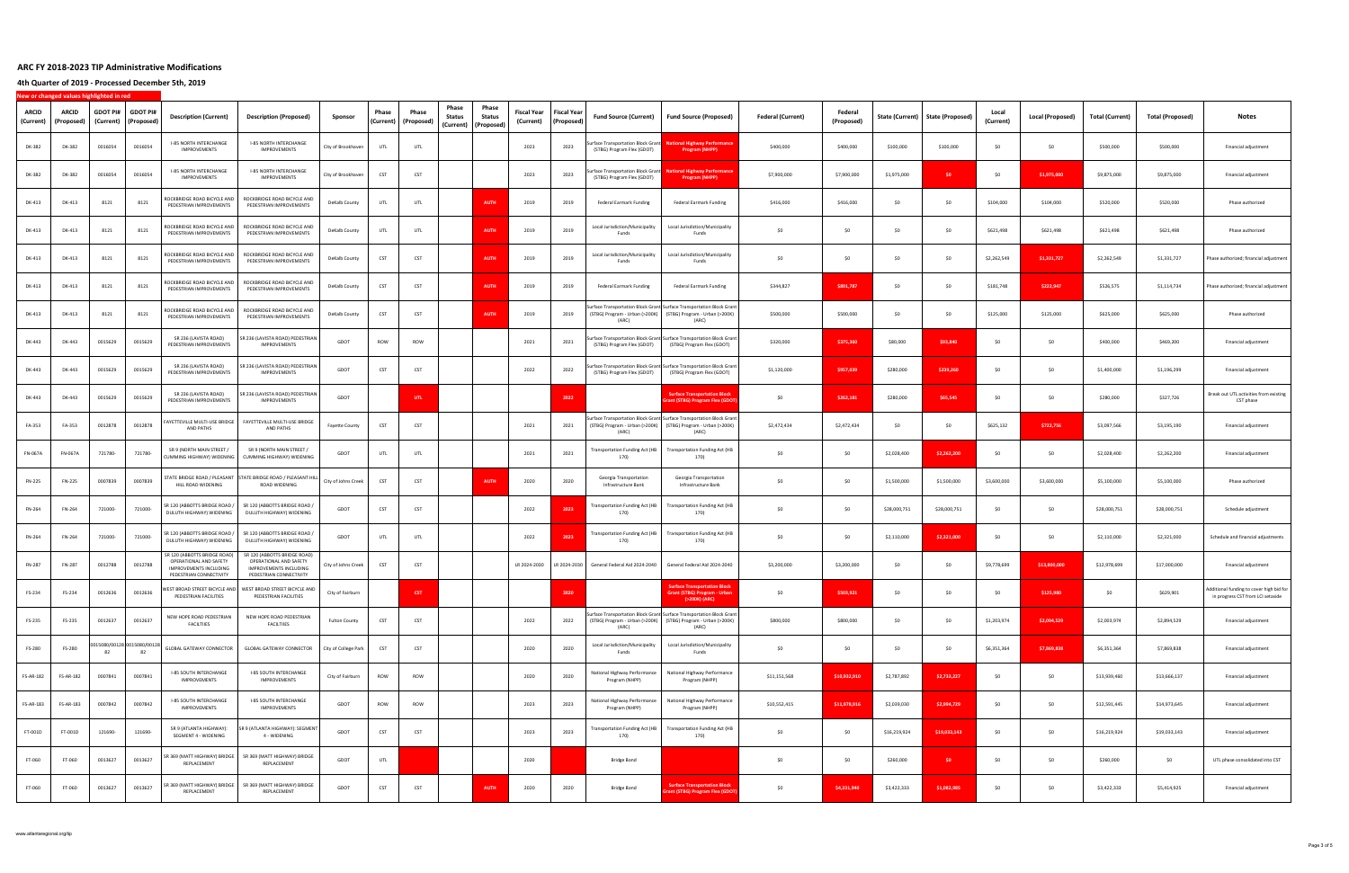# ARC FY 2018-2023 TIP Administrative Modifications

## 4th Quarter of 2019 - Processed December 5th, 2019

New or changed values highlighted in red

| ARCID (Current) | ARCID (Proposed) | GDOT PI# (Current) | GDOT PI# (Proposed) | Description (Current) | Description (Proposed) | Sponsor | Phase (Current) | Phase (Proposed) | Phase Status (Current) | Phase Status (Proposed) | Fiscal Year (Current) | Fiscal Year (Proposed) | Fund Source (Current) | Fund Source (Proposed) | Federal (Current) | Federal (Proposed) | State (Current) | State (Proposed) | Local (Current) | Local (Proposed) | Total (Current) | Total (Proposed) | Notes |
|---|---|---|---|---|---|---|---|---|---|---|---|---|---|---|---|---|---|---|---|---|---|---|---|
| DK-382 | DK-382 | 0016054 | 0016054 | I-85 NORTH INTERCHANGE IMPROVEMENTS | I-85 NORTH INTERCHANGE IMPROVEMENTS | City of Brookhaven | UTL | UTL | | | 2023 | 2023 | Surface Transportation Block Grant (STBG) Program Flex (GDOT) | National Highway Performance Program (NHPP) | $400,000 | $400,000 | $100,000 | $100,000 | $0 | $0 | $500,000 | $500,000 | Financial adjustment |
| DK-382 | DK-382 | 0016054 | 0016054 | I-85 NORTH INTERCHANGE IMPROVEMENTS | I-85 NORTH INTERCHANGE IMPROVEMENTS | City of Brookhaven | CST | CST | | | 2023 | 2023 | Surface Transportation Block Grant (STBG) Program Flex (GDOT) | National Highway Performance Program (NHPP) | $7,900,000 | $7,900,000 | $1,975,000 | $0 | $0 | $1,975,000 | $9,875,000 | $9,875,000 | Financial adjustment |
| DK-413 | DK-413 | 8121 | 8121 | ROCKBRIDGE ROAD BICYCLE AND PEDESTRIAN IMPROVEMENTS | ROCKBRIDGE ROAD BICYCLE AND PEDESTRIAN IMPROVEMENTS | DeKalb County | UTL | UTL | | AUTH | 2019 | 2019 | Federal Earmark Funding | Federal Earmark Funding | $416,000 | $416,000 | $0 | $0 | $104,000 | $104,000 | $520,000 | $520,000 | Phase authorized |
| DK-413 | DK-413 | 8121 | 8121 | ROCKBRIDGE ROAD BICYCLE AND PEDESTRIAN IMPROVEMENTS | ROCKBRIDGE ROAD BICYCLE AND PEDESTRIAN IMPROVEMENTS | DeKalb County | UTL | UTL | | AUTH | 2019 | 2019 | Local Jurisdiction/Municipality Funds | Local Jurisdiction/Municipality Funds | $0 | $0 | $0 | $0 | $621,498 | $621,498 | $621,498 | $621,498 | Phase authorized |
| DK-413 | DK-413 | 8121 | 8121 | ROCKBRIDGE ROAD BICYCLE AND PEDESTRIAN IMPROVEMENTS | ROCKBRIDGE ROAD BICYCLE AND PEDESTRIAN IMPROVEMENTS | DeKalb County | CST | CST | | AUTH | 2019 | 2019 | Local Jurisdiction/Municipality Funds | Local Jurisdiction/Municipality Funds | $0 | $0 | $0 | $0 | $2,262,549 | $1,331,727 | $2,262,549 | $1,331,727 | Phase authorized; financial adjustment |
| DK-413 | DK-413 | 8121 | 8121 | ROCKBRIDGE ROAD BICYCLE AND PEDESTRIAN IMPROVEMENTS | ROCKBRIDGE ROAD BICYCLE AND PEDESTRIAN IMPROVEMENTS | DeKalb County | CST | CST | | AUTH | 2019 | 2019 | Federal Earmark Funding | Federal Earmark Funding | $344,827 | $891,787 | $0 | $0 | $181,748 | $222,947 | $526,575 | $1,114,734 | Phase authorized; financial adjustment |
| DK-413 | DK-413 | 8121 | 8121 | ROCKBRIDGE ROAD BICYCLE AND PEDESTRIAN IMPROVEMENTS | ROCKBRIDGE ROAD BICYCLE AND PEDESTRIAN IMPROVEMENTS | DeKalb County | CST | CST | | AUTH | 2019 | 2019 | Surface Transportation Block Grant (STBG) Program - Urban (>200K) (ARC) | Surface Transportation Block Grant (STBG) Program - Urban (>200K) (ARC) | $500,000 | $500,000 | $0 | $0 | $125,000 | $125,000 | $625,000 | $625,000 | Phase authorized |
| DK-443 | DK-443 | 0015629 | 0015629 | SR 236 (LAVISTA ROAD) PEDESTRIAN IMPROVEMENTS | SR 236 (LAVISTA ROAD) PEDESTRIAN IMPROVEMENTS | GDOT | ROW | ROW | | | 2021 | 2021 | Surface Transportation Block Grant (STBG) Program Flex (GDOT) | Surface Transportation Block Grant (STBG) Program Flex (GDOT) | $320,000 | $375,360 | $80,000 | $93,840 | $0 | $0 | $400,000 | $469,200 | Financial adjustment |
| DK-443 | DK-443 | 0015629 | 0015629 | SR 236 (LAVISTA ROAD) PEDESTRIAN IMPROVEMENTS | SR 236 (LAVISTA ROAD) PEDESTRIAN IMPROVEMENTS | GDOT | CST | CST | | | 2022 | 2022 | Surface Transportation Block Grant (STBG) Program Flex (GDOT) | Surface Transportation Block Grant (STBG) Program Flex (GDOT) | $1,120,000 | $957,039 | $280,000 | $239,260 | $0 | $0 | $1,400,000 | $1,196,299 | Financial adjustment |
| DK-443 | DK-443 | 0015629 | 0015629 | SR 236 (LAVISTA ROAD) PEDESTRIAN IMPROVEMENTS | SR 236 (LAVISTA ROAD) PEDESTRIAN IMPROVEMENTS | GDOT | | UTL | | | | 2022 | | Surface Transportation Block Grant (STBG) Program Flex (GDOT) | $0 | $262,181 | $280,000 | $65,545 | $0 | $0 | $280,000 | $327,726 | Break out UTL activities from existing CST phase |
| FA-353 | FA-353 | 0012878 | 0012878 | FAYETTEVILLE MULTI-USE BRIDGE AND PATHS | FAYETTEVILLE MULTI-USE BRIDGE AND PATHS | Fayette County | CST | CST | | | 2021 | 2021 | Surface Transportation Block Grant (STBG) Program - Urban (>200K) (ARC) | Surface Transportation Block Grant (STBG) Program - Urban (>200K) (ARC) | $2,472,434 | $2,472,434 | $0 | $0 | $625,132 | $722,756 | $3,097,566 | $3,195,190 | Financial adjustment |
| FN-067A | FN-067A | 721780- | 721780- | SR 9 (NORTH MAIN STREET / CUMMING HIGHWAY) WIDENING | SR 9 (NORTH MAIN STREET / CUMMING HIGHWAY) WIDENING | GDOT | UTL | UTL | | | 2021 | 2021 | Transportation Funding Act (HB 170) | Transportation Funding Act (HB 170) | $0 | $0 | $2,028,400 | $2,262,200 | $0 | $0 | $2,028,400 | $2,262,200 | Financial adjustment |
| FN-225 | FN-225 | 0007839 | 0007839 | STATE BRIDGE ROAD / PLEASANT HILL ROAD WIDENING | STATE BRIDGE ROAD / PLEASANT HILL ROAD WIDENING | City of Johns Creek | CST | CST | | AUTH | 2020 | 2020 | Georgia Transportation Infrastructure Bank | Georgia Transportation Infrastructure Bank | $0 | $0 | $1,500,000 | $1,500,000 | $3,600,000 | $3,600,000 | $5,100,000 | $5,100,000 | Phase authorized |
| FN-264 | FN-264 | 721000- | 721000- | SR 120 (ABBOTTS BRIDGE ROAD / DULUTH HIGHWAY) WIDENING | SR 120 (ABBOTTS BRIDGE ROAD / DULUTH HIGHWAY) WIDENING | GDOT | CST | CST | | | 2022 | 2023 | Transportation Funding Act (HB 170) | Transportation Funding Act (HB 170) | $0 | $0 | $28,000,751 | $28,000,751 | $0 | $0 | $28,000,751 | $28,000,751 | Schedule adjustment |
| FN-264 | FN-264 | 721000- | 721000- | SR 120 (ABBOTTS BRIDGE ROAD / DULUTH HIGHWAY) WIDENING | SR 120 (ABBOTTS BRIDGE ROAD / DULUTH HIGHWAY) WIDENING | GDOT | UTL | UTL | | | 2022 | 2023 | Transportation Funding Act (HB 170) | Transportation Funding Act (HB 170) | $0 | $0 | $2,110,000 | $2,321,000 | $0 | $0 | $2,110,000 | $2,321,000 | Schedule and financial adjustments |
| FN-287 | FN-287 | 0012788 | 0012788 | SR 120 (ABBOTTS BRIDGE ROAD) OPERATIONAL AND SAFETY IMPROVEMENTS INCLUDING PEDESTRIAN CONNECTIVITY | SR 120 (ABBOTTS BRIDGE ROAD) OPERATIONAL AND SAFETY IMPROVEMENTS INCLUDING PEDESTRIAN CONNECTIVITY | City of Johns Creek | CST | CST | | | LR 2024-2030 | LR 2024-2030 | General Federal Aid 2024-2040 | General Federal Aid 2024-2040 | $3,200,000 | $3,200,000 | $0 | $0 | $9,778,699 | $13,800,000 | $12,978,699 | $17,000,000 | Financial adjustment |
| FS-234 | FS-234 | 0012636 | 0012636 | WEST BROAD STREET BICYCLE AND PEDESTRIAN FACILITIES | WEST BROAD STREET BICYCLE AND PEDESTRIAN FACILITIES | City of Fairburn | | CST | | | | 2020 | | Surface Transportation Block Grant (STBG) Program - Urban (>200K) (ARC) | $0 | $503,921 | $0 | $0 | $0 | $125,980 | $0 | $629,901 | Additional funding to cover high bid for in progress CST from LCI setaside |
| FS-235 | FS-235 | 0012637 | 0012637 | NEW HOPE ROAD PEDESTRIAN FACILITIES | NEW HOPE ROAD PEDESTRIAN FACILITIES | Fulton County | CST | CST | | | 2022 | 2022 | Surface Transportation Block Grant (STBG) Program - Urban (>200K) (ARC) | Surface Transportation Block Grant (STBG) Program - Urban (>200K) (ARC) | $800,000 | $800,000 | $0 | $0 | $1,203,974 | $2,094,529 | $2,003,974 | $2,894,529 | Financial adjustment |
| FS-280 | FS-280 | 0015080/0012882 | 0015080/0012882 | GLOBAL GATEWAY CONNECTOR | GLOBAL GATEWAY CONNECTOR | City of College Park | CST | CST | | | 2020 | 2020 | Local Jurisdiction/Municipality Funds | Local Jurisdiction/Municipality Funds | $0 | $0 | $0 | $0 | $6,351,364 | $7,869,838 | $6,351,364 | $7,869,838 | Financial adjustment |
| FS-AR-182 | FS-AR-182 | 0007841 | 0007841 | I-85 SOUTH INTERCHANGE IMPROVEMENTS | I-85 SOUTH INTERCHANGE IMPROVEMENTS | City of Fairburn | ROW | ROW | | | 2020 | 2020 | National Highway Performance Program (NHPP) | National Highway Performance Program (NHPP) | $11,151,568 | $10,932,910 | $2,787,892 | $2,733,227 | $0 | $0 | $13,939,460 | $13,666,137 | Financial adjustment |
| FS-AR-183 | FS-AR-183 | 0007842 | 0007842 | I-85 SOUTH INTERCHANGE IMPROVEMENTS | I-85 SOUTH INTERCHANGE IMPROVEMENTS | GDOT | ROW | ROW | | | 2023 | 2023 | National Highway Performance Program (NHPP) | National Highway Performance Program (NHPP) | $10,552,415 | $11,978,916 | $2,039,030 | $2,994,729 | $0 | $0 | $12,591,445 | $14,973,645 | Financial adjustment |
| FT-001D | FT-001D | 121690- | 121690- | SR 9 (ATLANTA HIGHWAY): SEGMENT 4 - WIDENING | SR 9 (ATLANTA HIGHWAY): SEGMENT 4 - WIDENING | GDOT | CST | CST | | | 2023 | 2023 | Transportation Funding Act (HB 170) | Transportation Funding Act (HB 170) | $0 | $0 | $16,219,924 | $19,033,143 | $0 | $0 | $16,219,924 | $19,033,143 | Financial adjustment |
| FT-060 | FT-060 | 0013627 | 0013627 | SR 369 (MATT HIGHWAY) BRIDGE REPLACEMENT | SR 369 (MATT HIGHWAY) BRIDGE REPLACEMENT | GDOT | UTL | | | | 2020 | | Bridge Bond | | $0 | $0 | $260,000 | $0 | $0 | $0 | $260,000 | $0 | UTL phase consolidated into CST |
| FT-060 | FT-060 | 0013627 | 0013627 | SR 369 (MATT HIGHWAY) BRIDGE REPLACEMENT | SR 369 (MATT HIGHWAY) BRIDGE REPLACEMENT | GDOT | CST | CST | | AUTH | 2020 | 2020 | Bridge Bond | Surface Transportation Block Grant (STBG) Program Flex (GDOT) | $0 | $4,331,940 | $3,422,333 | $1,082,985 | $0 | $0 | $3,422,333 | $5,414,925 | Financial adjustment |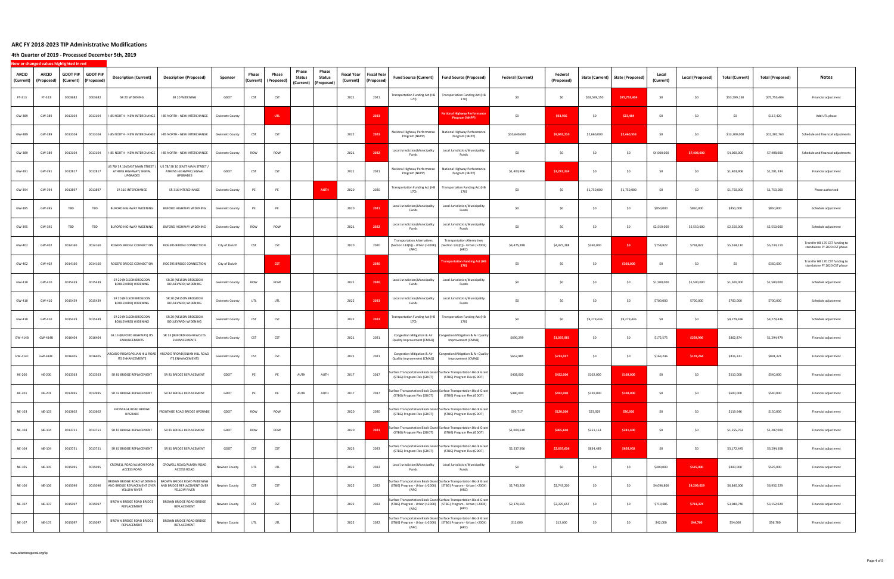## ARC FY 2018-2023 TIP Administrative Modifications

### 4th Quarter of 2019 - Processed December 5th, 2019

New or changed values highlighted in red

| ARCID (Current) | ARCID (Proposed) | GDOT PI# (Current) | GDOT PI# (Proposed) | Description (Current) | Description (Proposed) | Sponsor | Phase (Current) | Phase (Proposed) | Phase Status (Current) | Phase Status (Proposed) | Fiscal Year (Current) | Fiscal Year (Proposed) | Fund Source (Current) | Fund Source (Proposed) | Federal (Current) | Federal (Proposed) | State (Current) | State (Proposed) | Local (Current) | Local (Proposed) | Total (Current) | Total (Proposed) | Notes |
|---|---|---|---|---|---|---|---|---|---|---|---|---|---|---|---|---|---|---|---|---|---|---|---|
| FT-313 | FT-313 | 0009682 | 0009682 | SR 20 WIDENING | SR 20 WIDENING | GDOT | CST | CST | | | 2021 | 2021 | Transportation Funding Act (HB 170) | Transportation Funding Act (HB 170) | $0 | $0 | $53,599,150 | $75,753,404 | $0 | $0 | $53,599,150 | $75,753,404 | Financial adjustment |
| GW-389 | GW-389 | 0013104 | 0013104 | I-85 NORTH - NEW INTERCHANGE | I-85 NORTH - NEW INTERCHANGE | Gwinnett County | | UTL | | | | 2023 | | National Highway Performance Program (NHPP) | $0 | $93,936 | $0 | $23,484 | $0 | $0 | $0 | $117,420 | Add UTL phase |
| GW-389 | GW-389 | 0013104 | 0013104 | I-85 NORTH - NEW INTERCHANGE | I-85 NORTH - NEW INTERCHANGE | Gwinnett County | CST | CST | | | 2022 | 2023 | National Highway Performance Program (NHPP) | National Highway Performance Program (NHPP) | $10,640,000 | $9,842,210 | $2,660,000 | $2,460,553 | $0 | $0 | $13,300,000 | $12,302,763 | Schedule and financial adjustments |
| GW-389 | GW-389 | 0013104 | 0013104 | I-85 NORTH - NEW INTERCHANGE | I-85 NORTH - NEW INTERCHANGE | Gwinnett County | ROW | ROW | | | 2021 | 2022 | Local Jurisdiction/Municipality Funds | Local Jurisdiction/Municipality Funds | $0 | $0 | $0 | $0 | $4,000,000 | $7,408,000 | $4,000,000 | $7,408,000 | Schedule and financial adjustments |
| GW-391 | GW-391 | 0012817 | 0012817 | US 78/ SR 10 (EAST MAIN STREET / ATHENS HIGHWAY) SIGNAL UPGRADES | US 78/ SR 10 (EAST MAIN STREET / ATHENS HIGHWAY) SIGNAL UPGRADES | GDOT | CST | CST | | | 2021 | 2021 | National Highway Performance Program (NHPP) | National Highway Performance Program (NHPP) | $1,403,906 | $1,281,334 | $0 | $0 | $0 | $0 | $1,403,906 | $1,281,334 | Financial adjustment |
| GW-394 | GW-394 | 0013897 | 0013897 | SR 316 INTERCHANGE | SR 316 INTERCHANGE | Gwinnett County | PE | PE | | AUTH | 2020 | 2020 | Transportation Funding Act (HB 170) | Transportation Funding Act (HB 170) | $0 | $0 | $1,750,000 | $1,750,000 | $0 | $0 | $1,750,000 | $1,750,000 | Phase authorized |
| GW-395 | GW-395 | TBD | TBD | BUFORD HIGHWAY WIDENING | BUFORD HIGHWAY WIDENING | Gwinnett County | PE | PE | | | 2020 | 2021 | Local Jurisdiction/Municipality Funds | Local Jurisdiction/Municipality Funds | $0 | $0 | $0 | $0 | $850,000 | $850,000 | $850,000 | $850,000 | Schedule adjustment |
| GW-395 | GW-395 | TBD | TBD | BUFORD HIGHWAY WIDENING | BUFORD HIGHWAY WIDENING | Gwinnett County | ROW | ROW | | | 2021 | 2022 | Local Jurisdiction/Municipality Funds | Local Jurisdiction/Municipality Funds | $0 | $0 | $0 | $0 | $2,550,000 | $2,550,000 | $2,550,000 | $2,550,000 | Schedule adjustment |
| GW-402 | GW-402 | 0014160 | 0014160 | ROGERS BRIDGE CONNECTION | ROGERS BRIDGE CONNECTION | City of Duluth | CST | CST | | | 2020 | 2020 | Transportation Alternatives (Section 133(h)) - Urban (>200K) (ARC) | Transportation Alternatives (Section 133(h)) - Urban (>200K) (ARC) | $4,475,288 | $4,475,288 | $360,000 | $0 | $758,822 | $758,822 | $5,594,110 | $5,234,110 | Transfer HB 170 CST funding to standalone FY 2020 CST phase |
| GW-402 | GW-402 | 0014160 | 0014160 | ROGERS BRIDGE CONNECTION | ROGERS BRIDGE CONNECTION | City of Duluth | | CST | | | | 2020 | | Transportation Funding Act (HB 170) | $0 | $0 | $0 | $360,000 | $0 | $0 | $0 | $360,000 | Transfer HB 170 CST funding to standalone FY 2020 CST phase |
| GW-410 | GW-410 | 0015439 | 0015439 | SR 20 (NELSON BROGDON BOULEVARD) WIDENING | SR 20 (NELSON BROGDON BOULEVARD) WIDENING | Gwinnett County | ROW | ROW | | | 2021 | 2020 | Local Jurisdiction/Municipality Funds | Local Jurisdiction/Municipality Funds | $0 | $0 | $0 | $0 | $1,500,000 | $1,500,000 | $1,500,000 | $1,500,000 | Schedule adjustment |
| GW-410 | GW-410 | 0015439 | 0015439 | SR 20 (NELSON BROGDON BOULEVARD) WIDENING | SR 20 (NELSON BROGDON BOULEVARD) WIDENING | Gwinnett County | UTL | UTL | | | 2022 | 2023 | Local Jurisdiction/Municipality Funds | Local Jurisdiction/Municipality Funds | $0 | $0 | $0 | $0 | $700,000 | $700,000 | $700,000 | $700,000 | Schedule adjustment |
| GW-410 | GW-410 | 0015439 | 0015439 | SR 20 (NELSON BROGDON BOULEVARD) WIDENING | SR 20 (NELSON BROGDON BOULEVARD) WIDENING | Gwinnett County | CST | CST | | | 2022 | 2023 | Transportation Funding Act (HB 170) | Transportation Funding Act (HB 170) | $0 | $0 | $9,279,436 | $9,279,436 | $0 | $0 | $9,279,436 | $9,279,436 | Schedule adjustment |
| GW-414B | GW-414B | 0016404 | 0016404 | SR 13 (BUFORD HIGHWAY) ITS ENHANCEMENTS | SR 13 (BUFORD HIGHWAY) ITS ENHANCEMENTS | Gwinnett County | CST | CST | | | 2021 | 2021 | Congestion Mitigation & Air Quality Improvement (CMAQ) | Congestion Mitigation & Air Quality Improvement (CMAQ) | $690,299 | $1,035,983 | $0 | $0 | $172,575 | $258,996 | $862,874 | $1,294,979 | Financial adjustment |
| GW-414C | GW-414C | 0016405 | 0016405 | ARCADO RROAD/KILIAN HILL ROAD ITS ENHANCEMENTS | ARCADO RROAD/KILIAN HILL ROAD ITS ENHANCEMENTS | Gwinnett County | CST | CST | | | 2021 | 2021 | Congestion Mitigation & Air Quality Improvement (CMAQ) | Congestion Mitigation & Air Quality Improvement (CMAQ) | $652,985 | $713,057 | $0 | $0 | $163,246 | $178,264 | $816,231 | $891,321 | Financial adjustment |
| HE-200 | HE-200 | 0013363 | 0013363 | SR 81 BRIDGE REPLACEMENT | SR 81 BRIDGE REPLACEMENT | GDOT | PE | PE | AUTH | AUTH | 2017 | 2017 | Surface Transportation Block Grant (STBG) Program Flex (GDOT) | Surface Transportation Block Grant (STBG) Program Flex (GDOT) | $408,000 | $432,000 | $102,000 | $108,000 | $0 | $0 | $510,000 | $540,000 | Financial adjustment |
| HE-201 | HE-201 | 0013995 | 0013995 | SR 42 BRIDGE REPLACEMENT | SR 42 BRIDGE REPLACEMENT | GDOT | PE | PE | AUTH | AUTH | 2017 | 2017 | Surface Transportation Block Grant (STBG) Program Flex (GDOT) | Surface Transportation Block Grant (STBG) Program Flex (GDOT) | $480,000 | $432,000 | $120,000 | $108,000 | $0 | $0 | $600,000 | $540,000 | Financial adjustment |
| NE-103 | NE-103 | 0013602 | 0013602 | FRONTAGE ROAD BRIDGE UPGRADE | FRONTAGE ROAD BRIDGE UPGRADE | GDOT | ROW | ROW | | | 2020 | 2020 | Surface Transportation Block Grant (STBG) Program Flex (GDOT) | Surface Transportation Block Grant (STBG) Program Flex (GDOT) | $95,717 | $120,000 | $23,929 | $30,000 | $0 | $0 | $119,646 | $150,000 | Financial adjustment |
| NE-104 | NE-104 | 0013751 | 0013751 | SR 81 BRIDGE REPLACEMENT | SR 81 BRIDGE REPLACEMENT | GDOT | ROW | ROW | | | 2020 | 2021 | Surface Transportation Block Grant (STBG) Program Flex (GDOT) | Surface Transportation Block Grant (STBG) Program Flex (GDOT) | $1,004,610 | $965,600 | $251,153 | $241,400 | $0 | $0 | $1,255,763 | $1,207,000 | Financial adjustment |
| NE-104 | NE-104 | 0013751 | 0013751 | SR 81 BRIDGE REPLACEMENT | SR 81 BRIDGE REPLACEMENT | GDOT | CST | CST | | | 2023 | 2023 | Surface Transportation Block Grant (STBG) Program Flex (GDOT) | Surface Transportation Block Grant (STBG) Program Flex (GDOT) | $2,537,956 | $2,635,606 | $634,489 | $658,902 | $0 | $0 | $3,172,445 | $3,294,508 | Financial adjustment |
| NE-105 | NE-105 | 0015095 | 0015095 | CROWELL ROAD/ALMON ROAD ACCESS ROAD | CROWELL ROAD/ALMON ROAD ACCESS ROAD | Newton County | UTL | UTL | | | 2022 | 2022 | Local Jurisdiction/Municipality Funds | Local Jurisdiction/Municipality Funds | $0 | $0 | $0 | $0 | $400,000 | $525,000 | $400,000 | $525,000 | Financial adjustment |
| NE-106 | NE-106 | 0015096 | 0015096 | BROWN BRIDGE ROAD WIDENING AND BRIDGE REPLACEMENT OVER YELLOW RIVER | BROWN BRIDGE ROAD WIDENING AND BRIDGE REPLACEMENT OVER YELLOW RIVER | Newton County | CST | CST | | | 2022 | 2022 | Surface Transportation Block Grant (STBG) Program - Urban (>200K) (ARC) | Surface Transportation Block Grant (STBG) Program - Urban (>200K) (ARC) | $2,743,200 | $2,743,200 | $0 | $0 | $4,096,806 | $4,209,029 | $6,840,006 | $6,952,229 | Financial adjustment |
| NE-107 | NE-107 | 0015097 | 0015097 | BROWN BRIDGE ROAD BRIDGE REPLACEMENT | BROWN BRIDGE ROAD BRIDGE REPLACEMENT | Newton County | CST | CST | | | 2022 | 2022 | Surface Transportation Block Grant (STBG) Program - Urban (>200K) (ARC) | Surface Transportation Block Grant (STBG) Program - Urban (>200K) (ARC) | $2,370,655 | $2,370,655 | $0 | $0 | $710,085 | $781,374 | $3,080,740 | $3,152,029 | Financial adjustment |
| NE-107 | NE-107 | 0015097 | 0015097 | BROWN BRIDGE ROAD BRIDGE REPLACEMENT | BROWN BRIDGE ROAD BRIDGE REPLACEMENT | Newton County | UTL | UTL | | | 2022 | 2022 | Surface Transportation Block Grant (STBG) Program - Urban (>200K) (ARC) | Surface Transportation Block Grant (STBG) Program - Urban (>200K) (ARC) | $12,000 | $12,000 | $0 | $0 | $42,000 | $44,700 | $54,000 | $56,700 | Financial adjustment |

www.atlantaregional.org/tip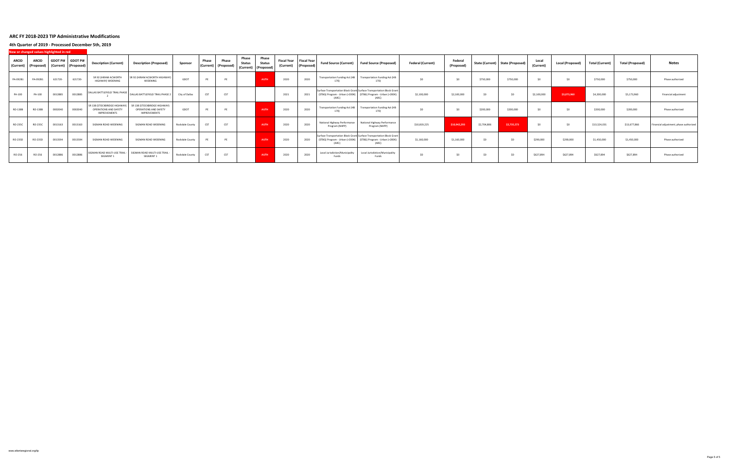# ARC FY 2018-2023 TIP Administrative Modifications

## 4th Quarter of 2019 - Processed December 5th, 2019

New or changed values highlighted in red

| ARCID (Current) | ARCID (Proposed) | GDOT PI# (Current) | GDOT PI# (Proposed) | Description (Current) | Description (Proposed) | Sponsor | Phase (Current) | Phase (Proposed) | Phase Status (Current) | Phase Status (Proposed) | Fiscal Year (Current) | Fiscal Year (Proposed) | Fund Source (Current) | Fund Source (Proposed) | Federal (Current) | Federal (Proposed) | State (Current) | State (Proposed) | Local (Current) | Local (Proposed) | Total (Current) | Total (Proposed) | Notes |
|---|---|---|---|---|---|---|---|---|---|---|---|---|---|---|---|---|---|---|---|---|---|---|---|
| PA-092B1 | PA-092B1 | 621720- | 621720- | SR 92 (HIRAM ACWORTH HIGHWAY) WIDENING | SR 92 (HIRAM ACWORTH HIGHWAY) WIDENING | GDOT | PE | PE | | AUTH | 2020 | 2020 | Transportation Funding Act (HB 170) | Transportation Funding Act (HB 170) | $0 | $0 | $750,000 | $750,000 | $0 | $0 | $750,000 | $750,000 | Phase authorized |
| PA-100 | PA-100 | 0012885 | 0012885 | DALLAS BATTLEFIELD TRAIL PHASE 2 | DALLAS BATTLEFIELD TRAIL PHASE 2 | City of Dallas | CST | CST | | | 2021 | 2021 | Surface Transportation Block Grant (STBG) Program - Urban (>200K) (ARC) | Surface Transportation Block Grant (STBG) Program - Urban (>200K) (ARC) | $2,100,000 | $2,100,000 | $0 | $0 | $2,100,000 | $3,073,960 | $4,200,000 | $5,173,960 | Financial adjustment |
| RO-138B | RO-138B | 0002040 | 0002040 | SR 138 (STOCKBRIDGE HIGHWAY) OPERATIONS AND SAFETY IMPROVEMENTS | SR 138 (STOCKBRIDGE HIGHWAY) OPERATIONS AND SAFETY IMPROVEMENTS | GDOT | PE | PE | | AUTH | 2020 | 2020 | Transportation Funding Act (HB 170) | Transportation Funding Act (HB 170) | $0 | $0 | $200,000 | $200,000 | $0 | $0 | $200,000 | $200,000 | Phase authorized |
| RO-235C | RO-235C | 0013163 | 0013163 | SIGMAN ROAD WIDENING | SIGMAN ROAD WIDENING | Rockdale County | CST | CST | | AUTH | 2020 | 2020 | National Highway Performance Program (NHPP) | National Highway Performance Program (NHPP) | $10,819,225 | $10,942,293 | $2,704,806 | $2,735,573 | $0 | $0 | $13,524,031 | $13,677,866 | Financial adjustment; phase authorized |
| RO-235D | RO-235D | 0013594 | 0013594 | SIGMAN ROAD WIDENING | SIGMAN ROAD WIDENING | Rockdale County | PE | PE | | AUTH | 2020 | 2020 | Surface Transportation Block Grant (STBG) Program - Urban (>200K) (ARC) | Surface Transportation Block Grant (STBG) Program - Urban (>200K) (ARC) | $1,160,000 | $1,160,000 | $0 | $0 | $290,000 | $290,000 | $1,450,000 | $1,450,000 | Phase authorized |
| RO-256 | RO-256 | 0012886 | 0012886 | SIGMAN ROAD MULTI-USE TRAIL - SEGMENT 1 | SIGMAN ROAD MULTI-USE TRAIL - SEGMENT 1 | Rockdale County | CST | CST | | AUTH | 2020 | 2020 | Local Jurisdiction/Municipality Funds | Local Jurisdiction/Municipality Funds | $0 | $0 | $0 | $0 | $627,894 | $627,894 | $627,894 | $627,894 | Phase authorized |

www.atlantaregional.org/tip